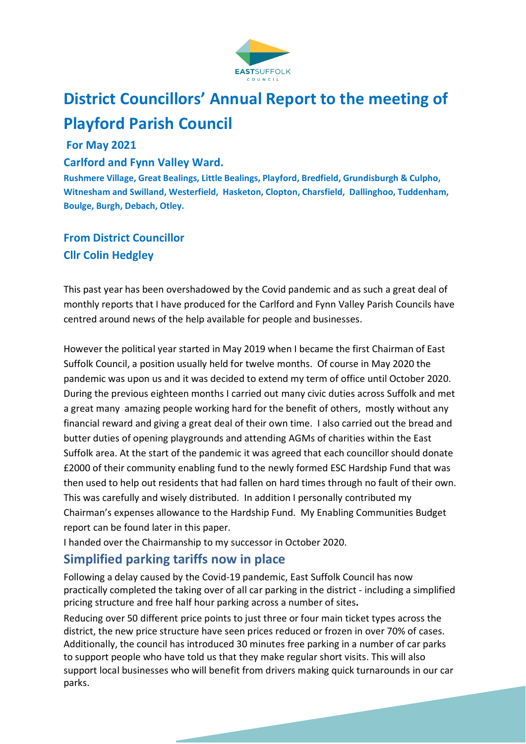# District Councillors' Annual Report to the meeting of Playford Parish Council

**For May 2021**

## Carlford and Fynn Valley Ward.

**Rushmere Village, Great Bealings, Little Bealings, Playford, Bredfield, Grundisburgh & Culpho, Witnesham and Swilland, Westerfield, Hasketon, Clopton, Charsfield, Dallinghoo, Tuddenham, Boulge, Burgh, Debach, Otley.**

## From District Councillor
## Cllr Colin Hedgley

This past year has been overshadowed by the Covid pandemic and as such a great deal of monthly reports that I have produced for the Carlford and Fynn Valley Parish Councils have centred around news of the help available for people and businesses.

However the political year started in May 2019 when I became the first Chairman of East Suffolk Council, a position usually held for twelve months. Of course in May 2020 the pandemic was upon us and it was decided to extend my term of office until October 2020. During the previous eighteen months I carried out many civic duties across Suffolk and met a great many amazing people working hard for the benefit of others, mostly without any financial reward and giving a great deal of their own time. I also carried out the bread and butter duties of opening playgrounds and attending AGMs of charities within the East Suffolk area. At the start of the pandemic it was agreed that each councillor should donate £2000 of their community enabling fund to the newly formed ESC Hardship Fund that was then used to help out residents that had fallen on hard times through no fault of their own. This was carefully and wisely distributed. In addition I personally contributed my Chairman's expenses allowance to the Hardship Fund. My Enabling Communities Budget report can be found later in this paper.

I handed over the Chairmanship to my successor in October 2020.

## Simplified parking tariffs now in place

Following a delay caused by the Covid-19 pandemic, East Suffolk Council has now practically completed the taking over of all car parking in the district - including a simplified pricing structure and free half hour parking across a number of sites**.**

Reducing over 50 different price points to just three or four main ticket types across the district, the new price structure have seen prices reduced or frozen in over 70% of cases. Additionally, the council has introduced 30 minutes free parking in a number of car parks to support people who have told us that they make regular short visits. This will also support local businesses who will benefit from drivers making quick turnarounds in our car parks.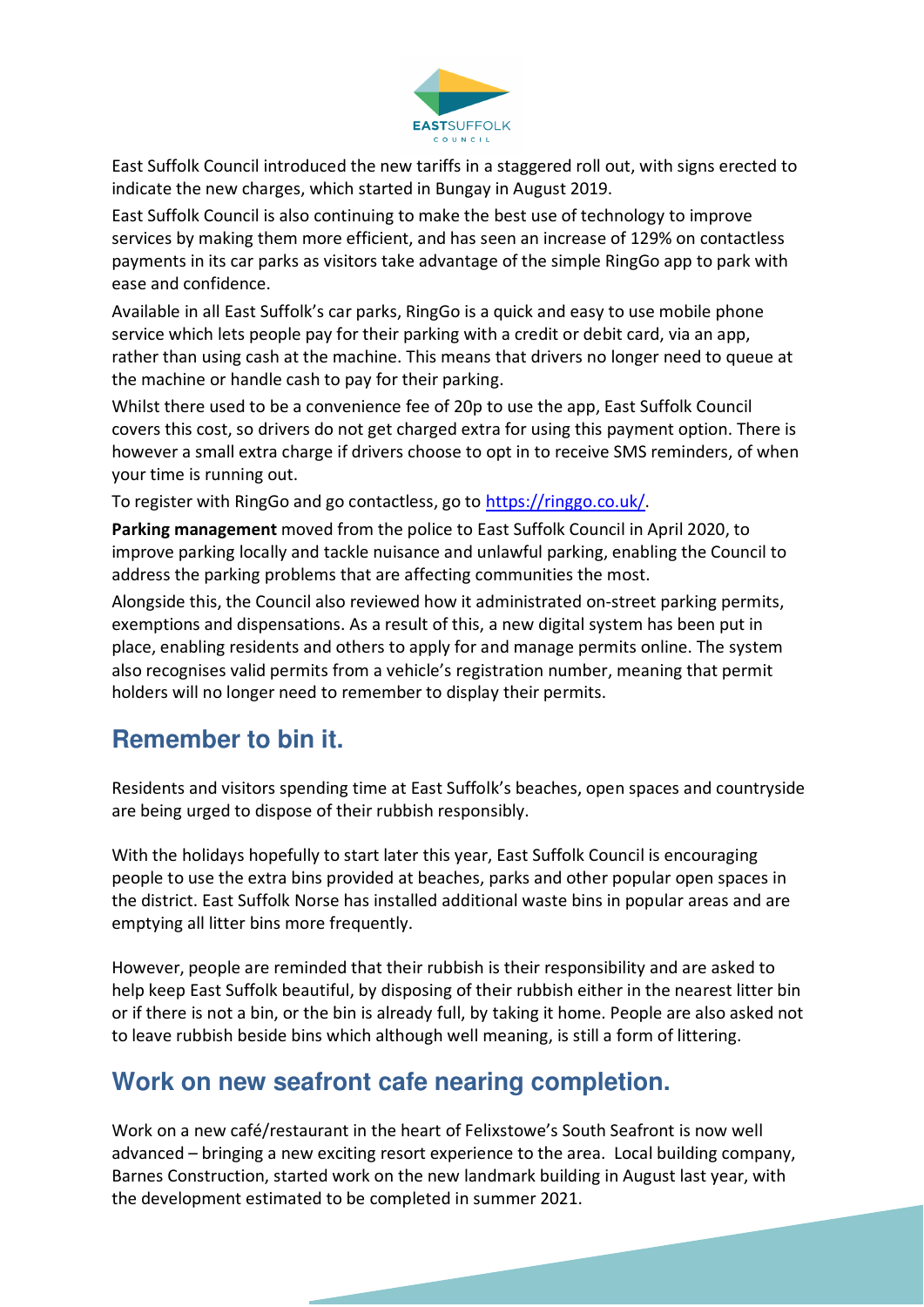East Suffolk Council introduced the new tariffs in a staggered roll out, with signs erected to indicate the new charges, which started in Bungay in August 2019.

East Suffolk Council is also continuing to make the best use of technology to improve services by making them more efficient, and has seen an increase of 129% on contactless payments in its car parks as visitors take advantage of the simple RingGo app to park with ease and confidence.

Available in all East Suffolk's car parks, RingGo is a quick and easy to use mobile phone service which lets people pay for their parking with a credit or debit card, via an app, rather than using cash at the machine. This means that drivers no longer need to queue at the machine or handle cash to pay for their parking.

Whilst there used to be a convenience fee of 20p to use the app, East Suffolk Council covers this cost, so drivers do not get charged extra for using this payment option. There is however a small extra charge if drivers choose to opt in to receive SMS reminders, of when your time is running out.

To register with RingGo and go contactless, go to https://ringgo.co.uk/.

**Parking management** moved from the police to East Suffolk Council in April 2020, to improve parking locally and tackle nuisance and unlawful parking, enabling the Council to address the parking problems that are affecting communities the most.

Alongside this, the Council also reviewed how it administrated on-street parking permits, exemptions and dispensations. As a result of this, a new digital system has been put in place, enabling residents and others to apply for and manage permits online. The system also recognises valid permits from a vehicle's registration number, meaning that permit holders will no longer need to remember to display their permits.

## Remember to bin it.

Residents and visitors spending time at East Suffolk's beaches, open spaces and countryside are being urged to dispose of their rubbish responsibly.

With the holidays hopefully to start later this year, East Suffolk Council is encouraging people to use the extra bins provided at beaches, parks and other popular open spaces in the district. East Suffolk Norse has installed additional waste bins in popular areas and are emptying all litter bins more frequently.

However, people are reminded that their rubbish is their responsibility and are asked to help keep East Suffolk beautiful, by disposing of their rubbish either in the nearest litter bin or if there is not a bin, or the bin is already full, by taking it home. People are also asked not to leave rubbish beside bins which although well meaning, is still a form of littering.

## Work on new seafront cafe nearing completion.

Work on a new café/restaurant in the heart of Felixstowe's South Seafront is now well advanced – bringing a new exciting resort experience to the area. Local building company, Barnes Construction, started work on the new landmark building in August last year, with the development estimated to be completed in summer 2021.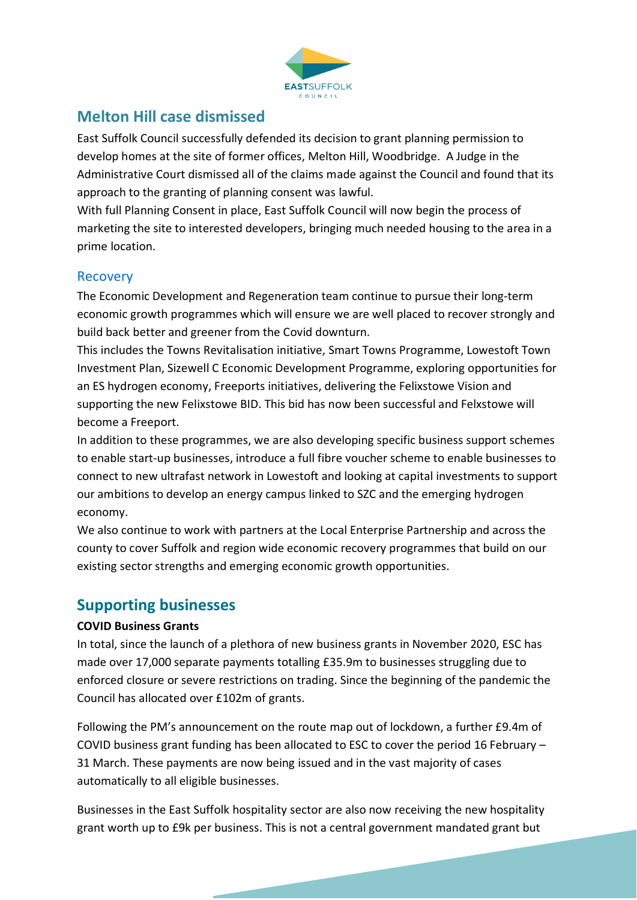## Melton Hill case dismissed

East Suffolk Council successfully defended its decision to grant planning permission to develop homes at the site of former offices, Melton Hill, Woodbridge. A Judge in the Administrative Court dismissed all of the claims made against the Council and found that its approach to the granting of planning consent was lawful.

With full Planning Consent in place, East Suffolk Council will now begin the process of marketing the site to interested developers, bringing much needed housing to the area in a prime location.

### Recovery

The Economic Development and Regeneration team continue to pursue their long-term economic growth programmes which will ensure we are well placed to recover strongly and build back better and greener from the Covid downturn.

This includes the Towns Revitalisation initiative, Smart Towns Programme, Lowestoft Town Investment Plan, Sizewell C Economic Development Programme, exploring opportunities for an ES hydrogen economy, Freeports initiatives, delivering the Felixstowe Vision and supporting the new Felixstowe BID. This bid has now been successful and Felxstowe will become a Freeport.

In addition to these programmes, we are also developing specific business support schemes to enable start-up businesses, introduce a full fibre voucher scheme to enable businesses to connect to new ultrafast network in Lowestoft and looking at capital investments to support our ambitions to develop an energy campus linked to SZC and the emerging hydrogen economy.

We also continue to work with partners at the Local Enterprise Partnership and across the county to cover Suffolk and region wide economic recovery programmes that build on our existing sector strengths and emerging economic growth opportunities.

## Supporting businesses

**COVID Business Grants**

In total, since the launch of a plethora of new business grants in November 2020, ESC has made over 17,000 separate payments totalling £35.9m to businesses struggling due to enforced closure or severe restrictions on trading. Since the beginning of the pandemic the Council has allocated over £102m of grants.

Following the PM's announcement on the route map out of lockdown, a further £9.4m of COVID business grant funding has been allocated to ESC to cover the period 16 February – 31 March. These payments are now being issued and in the vast majority of cases automatically to all eligible businesses.

Businesses in the East Suffolk hospitality sector are also now receiving the new hospitality grant worth up to £9k per business. This is not a central government mandated grant but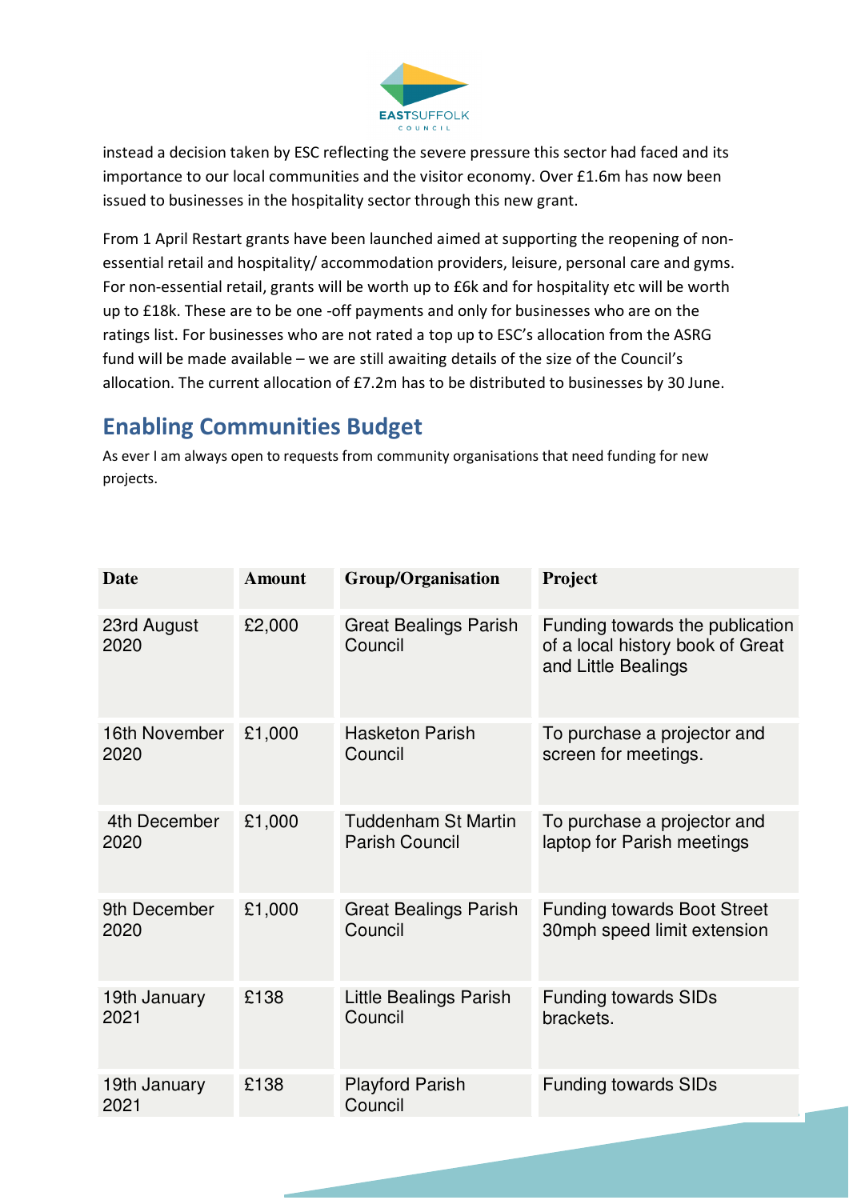instead a decision taken by ESC reflecting the severe pressure this sector had faced and its importance to our local communities and the visitor economy. Over £1.6m has now been issued to businesses in the hospitality sector through this new grant.

From 1 April Restart grants have been launched aimed at supporting the reopening of non-essential retail and hospitality/ accommodation providers, leisure, personal care and gyms. For non-essential retail, grants will be worth up to £6k and for hospitality etc will be worth up to £18k. These are to be one -off payments and only for businesses who are on the ratings list. For businesses who are not rated a top up to ESC's allocation from the ASRG fund will be made available – we are still awaiting details of the size of the Council's allocation. The current allocation of £7.2m has to be distributed to businesses by 30 June.

## Enabling Communities Budget

As ever I am always open to requests from community organisations that need funding for new projects.

| Date | Amount | Group/Organisation | Project |
|---|---|---|---|
| 23rd August 2020 | £2,000 | Great Bealings Parish Council | Funding towards the publication of a local history book of Great and Little Bealings |
| 16th November 2020 | £1,000 | Hasketon Parish Council | To purchase a projector and screen for meetings. |
| 4th December 2020 | £1,000 | Tuddenham St Martin Parish Council | To purchase a projector and laptop for Parish meetings |
| 9th December 2020 | £1,000 | Great Bealings Parish Council | Funding towards Boot Street 30mph speed limit extension |
| 19th January 2021 | £138 | Little Bealings Parish Council | Funding towards SIDs brackets. |
| 19th January 2021 | £138 | Playford Parish Council | Funding towards SIDs |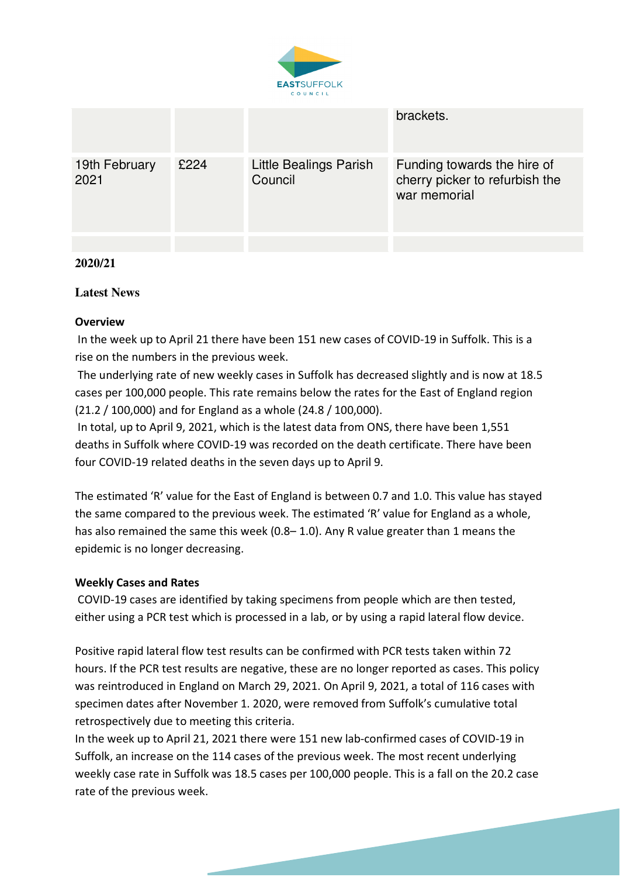| | | | |
|---|---|---|---|
| | | | brackets. |
| 19th February 2021 | £224 | Little Bealings Parish Council | Funding towards the hire of cherry picker to refurbish the war memorial |
| | | | |

**2020/21**

**Latest News**

**Overview**

In the week up to April 21 there have been 151 new cases of COVID-19 in Suffolk. This is a rise on the numbers in the previous week.

The underlying rate of new weekly cases in Suffolk has decreased slightly and is now at 18.5 cases per 100,000 people. This rate remains below the rates for the East of England region (21.2 / 100,000) and for England as a whole (24.8 / 100,000).

In total, up to April 9, 2021, which is the latest data from ONS, there have been 1,551 deaths in Suffolk where COVID-19 was recorded on the death certificate. There have been four COVID-19 related deaths in the seven days up to April 9.

The estimated 'R' value for the East of England is between 0.7 and 1.0. This value has stayed the same compared to the previous week. The estimated 'R' value for England as a whole, has also remained the same this week (0.8– 1.0). Any R value greater than 1 means the epidemic is no longer decreasing.

**Weekly Cases and Rates**

COVID-19 cases are identified by taking specimens from people which are then tested, either using a PCR test which is processed in a lab, or by using a rapid lateral flow device.

Positive rapid lateral flow test results can be confirmed with PCR tests taken within 72 hours. If the PCR test results are negative, these are no longer reported as cases. This policy was reintroduced in England on March 29, 2021. On April 9, 2021, a total of 116 cases with specimen dates after November 1. 2020, were removed from Suffolk's cumulative total retrospectively due to meeting this criteria.

In the week up to April 21, 2021 there were 151 new lab-confirmed cases of COVID-19 in Suffolk, an increase on the 114 cases of the previous week. The most recent underlying weekly case rate in Suffolk was 18.5 cases per 100,000 people. This is a fall on the 20.2 case rate of the previous week.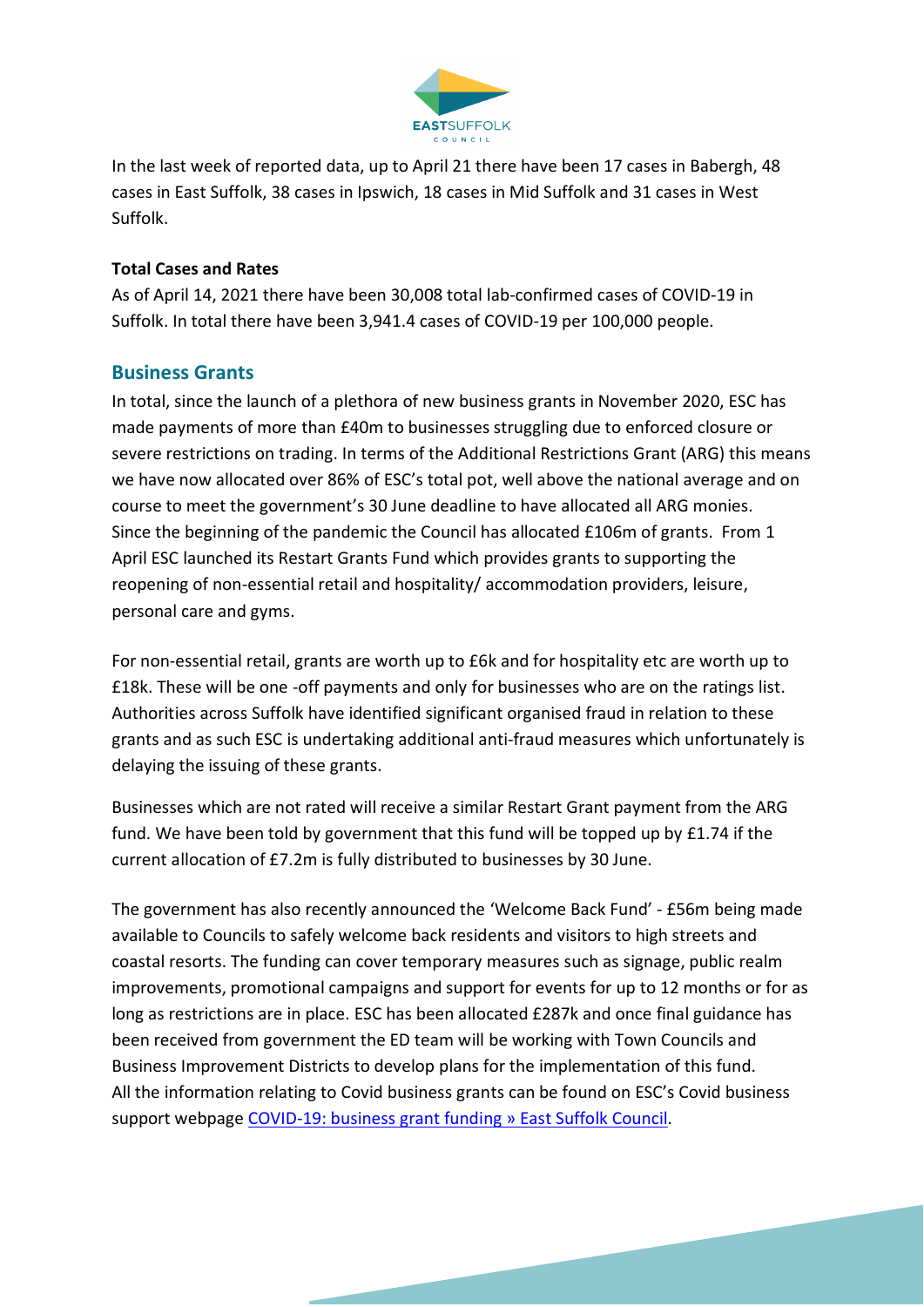In the last week of reported data, up to April 21 there have been 17 cases in Babergh, 48 cases in East Suffolk, 38 cases in Ipswich, 18 cases in Mid Suffolk and 31 cases in West Suffolk.

**Total Cases and Rates**
As of April 14, 2021 there have been 30,008 total lab-confirmed cases of COVID-19 in Suffolk. In total there have been 3,941.4 cases of COVID-19 per 100,000 people.

## Business Grants

In total, since the launch of a plethora of new business grants in November 2020, ESC has made payments of more than £40m to businesses struggling due to enforced closure or severe restrictions on trading. In terms of the Additional Restrictions Grant (ARG) this means we have now allocated over 86% of ESC's total pot, well above the national average and on course to meet the government's 30 June deadline to have allocated all ARG monies. Since the beginning of the pandemic the Council has allocated £106m of grants. From 1 April ESC launched its Restart Grants Fund which provides grants to supporting the reopening of non-essential retail and hospitality/ accommodation providers, leisure, personal care and gyms.

For non-essential retail, grants are worth up to £6k and for hospitality etc are worth up to £18k. These will be one -off payments and only for businesses who are on the ratings list. Authorities across Suffolk have identified significant organised fraud in relation to these grants and as such ESC is undertaking additional anti-fraud measures which unfortunately is delaying the issuing of these grants.

Businesses which are not rated will receive a similar Restart Grant payment from the ARG fund. We have been told by government that this fund will be topped up by £1.74 if the current allocation of £7.2m is fully distributed to businesses by 30 June.

The government has also recently announced the 'Welcome Back Fund' - £56m being made available to Councils to safely welcome back residents and visitors to high streets and coastal resorts. The funding can cover temporary measures such as signage, public realm improvements, promotional campaigns and support for events for up to 12 months or for as long as restrictions are in place. ESC has been allocated £287k and once final guidance has been received from government the ED team will be working with Town Councils and Business Improvement Districts to develop plans for the implementation of this fund. All the information relating to Covid business grants can be found on ESC's Covid business support webpage [COVID-19: business grant funding » East Suffolk Council](COVID-19: business grant funding » East Suffolk Council).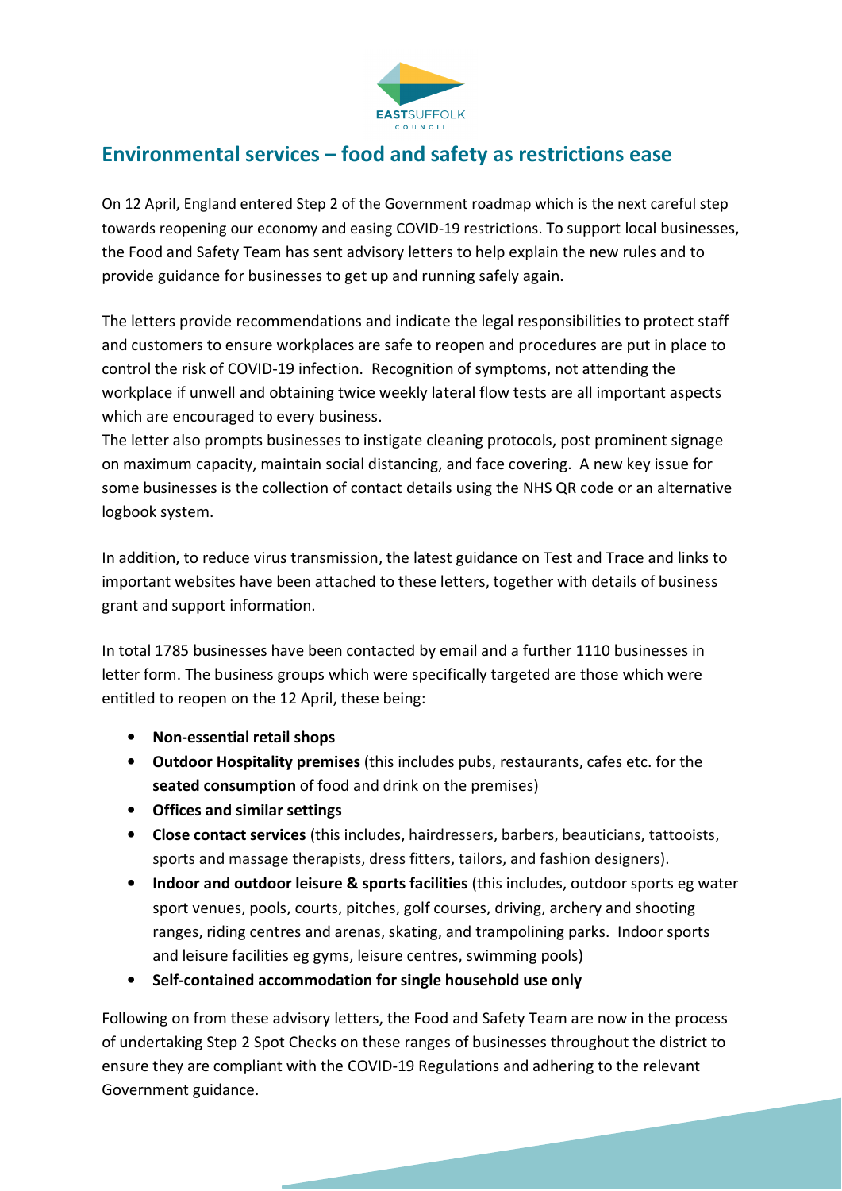## Environmental services – food and safety as restrictions ease

On 12 April, England entered Step 2 of the Government roadmap which is the next careful step towards reopening our economy and easing COVID-19 restrictions. To support local businesses, the Food and Safety Team has sent advisory letters to help explain the new rules and to provide guidance for businesses to get up and running safely again.

The letters provide recommendations and indicate the legal responsibilities to protect staff and customers to ensure workplaces are safe to reopen and procedures are put in place to control the risk of COVID-19 infection. Recognition of symptoms, not attending the workplace if unwell and obtaining twice weekly lateral flow tests are all important aspects which are encouraged to every business.
The letter also prompts businesses to instigate cleaning protocols, post prominent signage on maximum capacity, maintain social distancing, and face covering. A new key issue for some businesses is the collection of contact details using the NHS QR code or an alternative logbook system.

In addition, to reduce virus transmission, the latest guidance on Test and Trace and links to important websites have been attached to these letters, together with details of business grant and support information.

In total 1785 businesses have been contacted by email and a further 1110 businesses in letter form. The business groups which were specifically targeted are those which were entitled to reopen on the 12 April, these being:

- **Non-essential retail shops**
- **Outdoor Hospitality premises** (this includes pubs, restaurants, cafes etc. for the **seated consumption** of food and drink on the premises)
- **Offices and similar settings**
- **Close contact services** (this includes, hairdressers, barbers, beauticians, tattooists, sports and massage therapists, dress fitters, tailors, and fashion designers).
- **Indoor and outdoor leisure & sports facilities** (this includes, outdoor sports eg water sport venues, pools, courts, pitches, golf courses, driving, archery and shooting ranges, riding centres and arenas, skating, and trampolining parks. Indoor sports and leisure facilities eg gyms, leisure centres, swimming pools)
- **Self-contained accommodation for single household use only**

Following on from these advisory letters, the Food and Safety Team are now in the process of undertaking Step 2 Spot Checks on these ranges of businesses throughout the district to ensure they are compliant with the COVID-19 Regulations and adhering to the relevant Government guidance.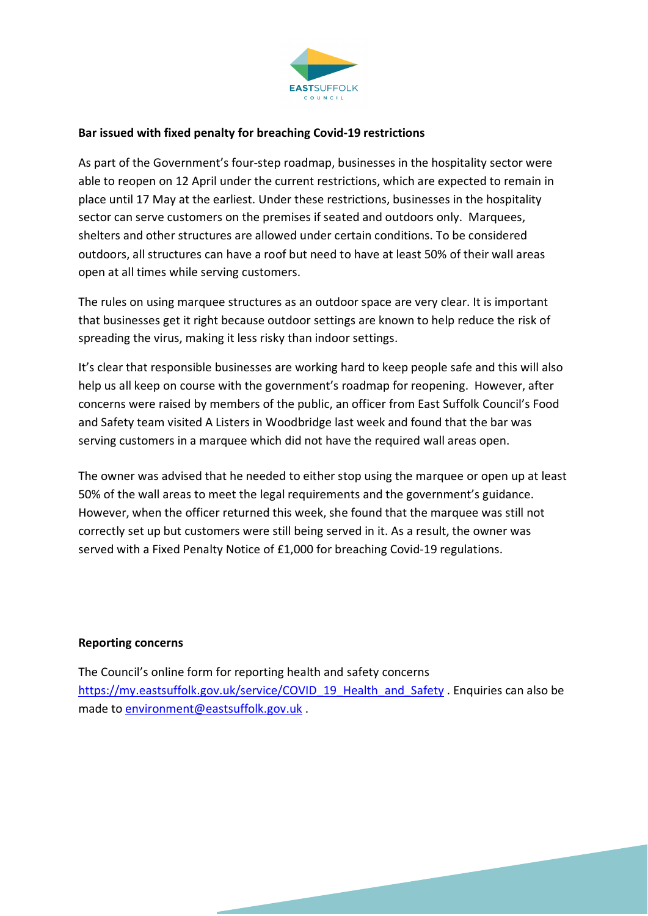**Bar issued with fixed penalty for breaching Covid-19 restrictions**

As part of the Government's four-step roadmap, businesses in the hospitality sector were able to reopen on 12 April under the current restrictions, which are expected to remain in place until 17 May at the earliest. Under these restrictions, businesses in the hospitality sector can serve customers on the premises if seated and outdoors only. Marquees, shelters and other structures are allowed under certain conditions. To be considered outdoors, all structures can have a roof but need to have at least 50% of their wall areas open at all times while serving customers.

The rules on using marquee structures as an outdoor space are very clear. It is important that businesses get it right because outdoor settings are known to help reduce the risk of spreading the virus, making it less risky than indoor settings.

It's clear that responsible businesses are working hard to keep people safe and this will also help us all keep on course with the government's roadmap for reopening. However, after concerns were raised by members of the public, an officer from East Suffolk Council's Food and Safety team visited A Listers in Woodbridge last week and found that the bar was serving customers in a marquee which did not have the required wall areas open.

The owner was advised that he needed to either stop using the marquee or open up at least 50% of the wall areas to meet the legal requirements and the government's guidance. However, when the officer returned this week, she found that the marquee was still not correctly set up but customers were still being served in it. As a result, the owner was served with a Fixed Penalty Notice of £1,000 for breaching Covid-19 regulations.

**Reporting concerns**

The Council's online form for reporting health and safety concerns https://my.eastsuffolk.gov.uk/service/COVID_19_Health_and_Safety . Enquiries can also be made to environment@eastsuffolk.gov.uk .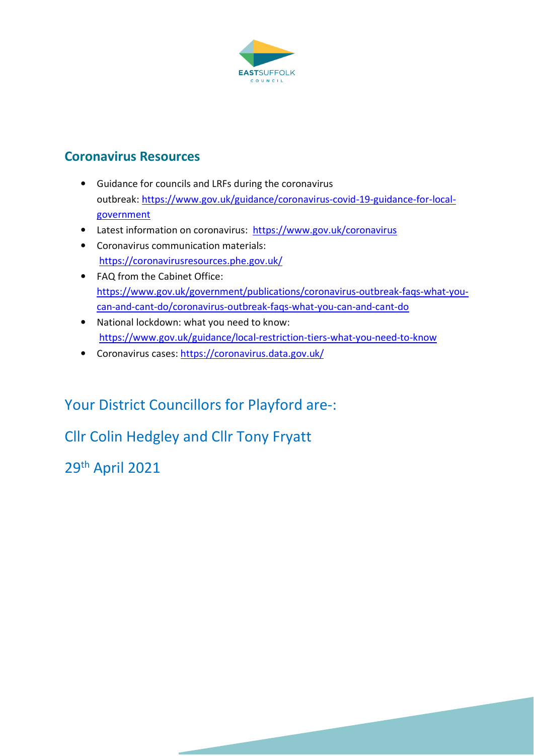## Coronavirus Resources

- Guidance for councils and LRFs during the coronavirus outbreak: https://www.gov.uk/guidance/coronavirus-covid-19-guidance-for-local-government
- Latest information on coronavirus: https://www.gov.uk/coronavirus
- Coronavirus communication materials: https://coronavirusresources.phe.gov.uk/
- FAQ from the Cabinet Office: https://www.gov.uk/government/publications/coronavirus-outbreak-faqs-what-you-can-and-cant-do/coronavirus-outbreak-faqs-what-you-can-and-cant-do
- National lockdown: what you need to know: https://www.gov.uk/guidance/local-restriction-tiers-what-you-need-to-know
- Coronavirus cases: https://coronavirus.data.gov.uk/

Your District Councillors for Playford are-:

Cllr Colin Hedgley and Cllr Tony Fryatt

29th April 2021